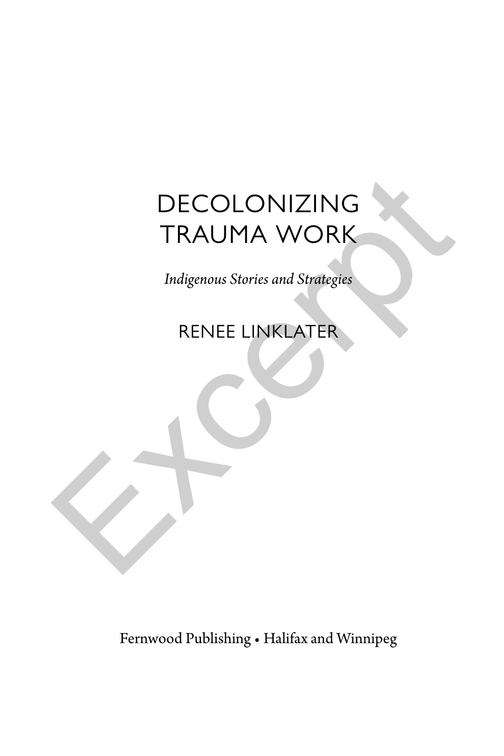# DECOLONIZING TRAUMA WORK

*Indigenous Stories and Strategies*

RENEE LINKLATER

Fernwood Publishing • Halifax and Winnipeg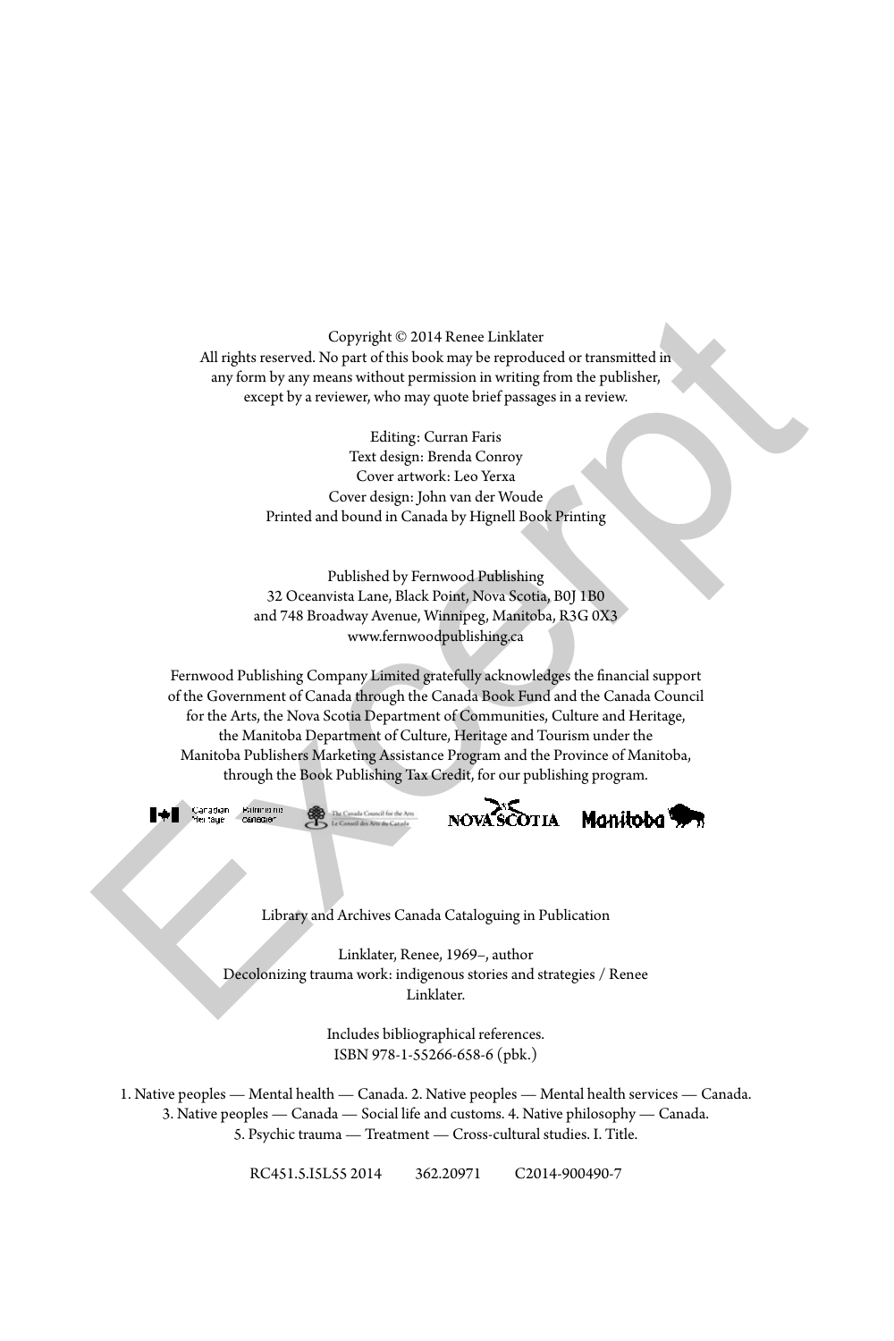Copyright © 2014 Renee Linklater
All rights reserved. No part of this book may be reproduced or transmitted in any form by any means without permission in writing from the publisher, except by a reviewer, who may quote brief passages in a review.

Editing: Curran Faris
Text design: Brenda Conroy
Cover artwork: Leo Yerxa
Cover design: John van der Woude
Printed and bound in Canada by Hignell Book Printing

Published by Fernwood Publishing
32 Oceanvista Lane, Black Point, Nova Scotia, B0J 1B0
and 748 Broadway Avenue, Winnipeg, Manitoba, R3G 0X3
www.fernwoodpublishing.ca

Fernwood Publishing Company Limited gratefully acknowledges the financial support of the Government of Canada through the Canada Book Fund and the Canada Council for the Arts, the Nova Scotia Department of Communities, Culture and Heritage, the Manitoba Department of Culture, Heritage and Tourism under the Manitoba Publishers Marketing Assistance Program and the Province of Manitoba, through the Book Publishing Tax Credit, for our publishing program.

Library and Archives Canada Cataloguing in Publication

Linklater, Renee, 1969–, author
Decolonizing trauma work: indigenous stories and strategies / Renee Linklater.

Includes bibliographical references.
ISBN 978-1-55266-658-6 (pbk.)

1. Native peoples — Mental health — Canada. 2. Native peoples — Mental health services — Canada. 3. Native peoples — Canada — Social life and customs. 4. Native philosophy — Canada. 5. Psychic trauma — Treatment — Cross-cultural studies. I. Title.

RC451.5.I5L55 2014 362.20971 C2014-900490-7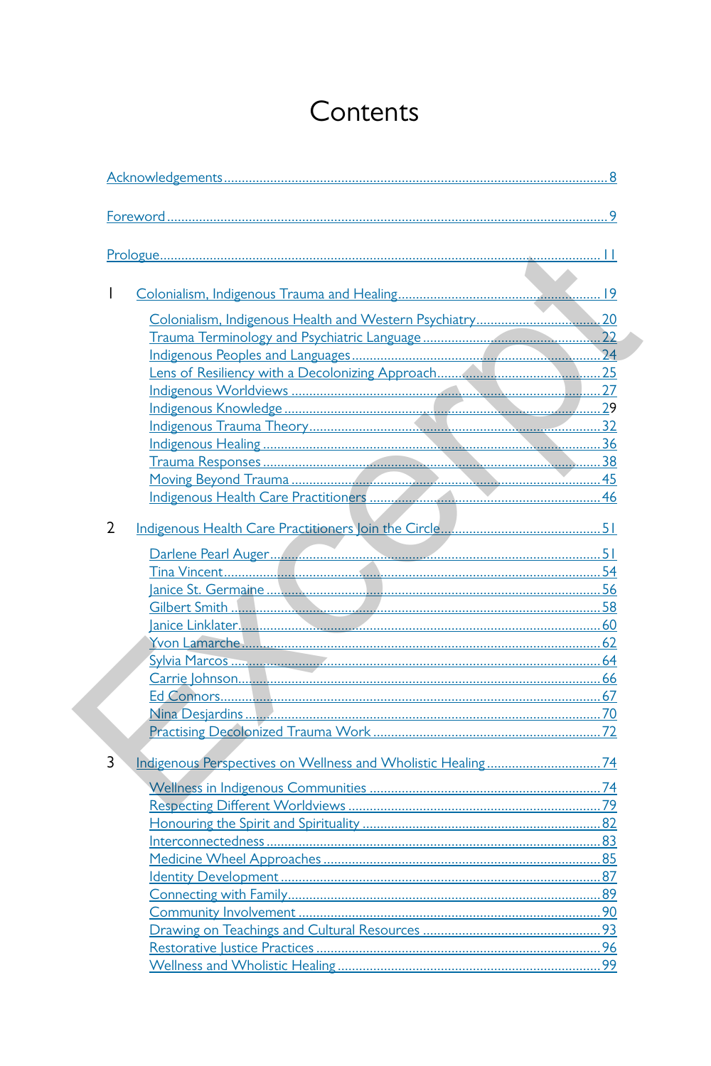# Contents

Acknowledgements ........ 8

Foreword ........ 9

Prologue ........ 11

1 Colonialism, Indigenous Trauma and Healing ........ 19

- Colonialism, Indigenous Health and Western Psychiatry ........ 20
- Trauma Terminology and Psychiatric Language ........ 22
- Indigenous Peoples and Languages ........ 24
- Lens of Resiliency with a Decolonizing Approach ........ 25
- Indigenous Worldviews ........ 27
- Indigenous Knowledge ........ 29
- Indigenous Trauma Theory ........ 32
- Indigenous Healing ........ 36
- Trauma Responses ........ 38
- Moving Beyond Trauma ........ 45
- Indigenous Health Care Practitioners ........ 46

2 Indigenous Health Care Practitioners Join the Circle ........ 51

- Darlene Pearl Auger ........ 51
- Tina Vincent ........ 54
- Janice St. Germaine ........ 56
- Gilbert Smith ........ 58
- Janice Linklater ........ 60
- Yvon Lamarche ........ 62
- Sylvia Marcos ........ 64
- Carrie Johnson ........ 66
- Ed Connors ........ 67
- Nina Desjardins ........ 70
- Practising Decolonized Trauma Work ........ 72

3 Indigenous Perspectives on Wellness and Wholistic Healing ........ 74

- Wellness in Indigenous Communities ........ 74
- Respecting Different Worldviews ........ 79
- Honouring the Spirit and Spirituality ........ 82
- Interconnectedness ........ 83
- Medicine Wheel Approaches ........ 85
- Identity Development ........ 87
- Connecting with Family ........ 89
- Community Involvement ........ 90
- Drawing on Teachings and Cultural Resources ........ 93
- Restorative Justice Practices ........ 96
- Wellness and Wholistic Healing ........ 99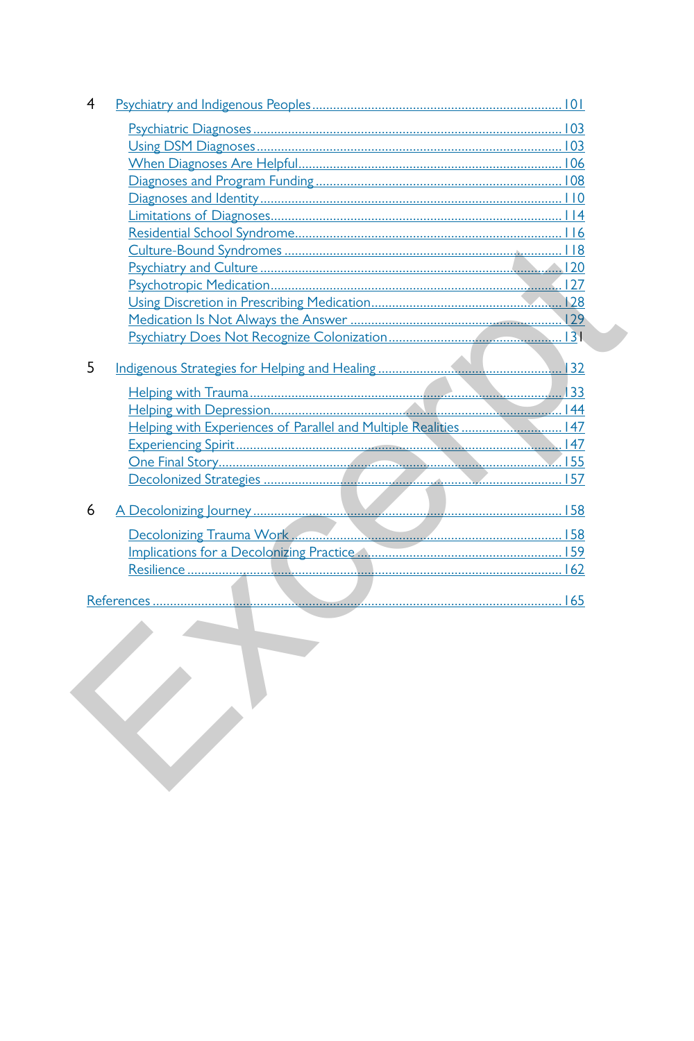4 Psychiatry and Indigenous Peoples ........ 101

- Psychiatric Diagnoses ........ 103
- Using DSM Diagnoses ........ 103
- When Diagnoses Are Helpful ........ 106
- Diagnoses and Program Funding ........ 108
- Diagnoses and Identity ........ 110
- Limitations of Diagnoses ........ 114
- Residential School Syndrome ........ 116
- Culture-Bound Syndromes ........ 118
- Psychiatry and Culture ........ 120
- Psychotropic Medication ........ 127
- Using Discretion in Prescribing Medication ........ 128
- Medication Is Not Always the Answer ........ 129
- Psychiatry Does Not Recognize Colonization ........ 131

5 Indigenous Strategies for Helping and Healing ........ 132

- Helping with Trauma ........ 133
- Helping with Depression ........ 144
- Helping with Experiences of Parallel and Multiple Realities ........ 147
- Experiencing Spirit ........ 147
- One Final Story ........ 155
- Decolonized Strategies ........ 157

6 A Decolonizing Journey ........ 158

- Decolonizing Trauma Work ........ 158
- Implications for a Decolonizing Practice ........ 159
- Resilience ........ 162

References ........ 165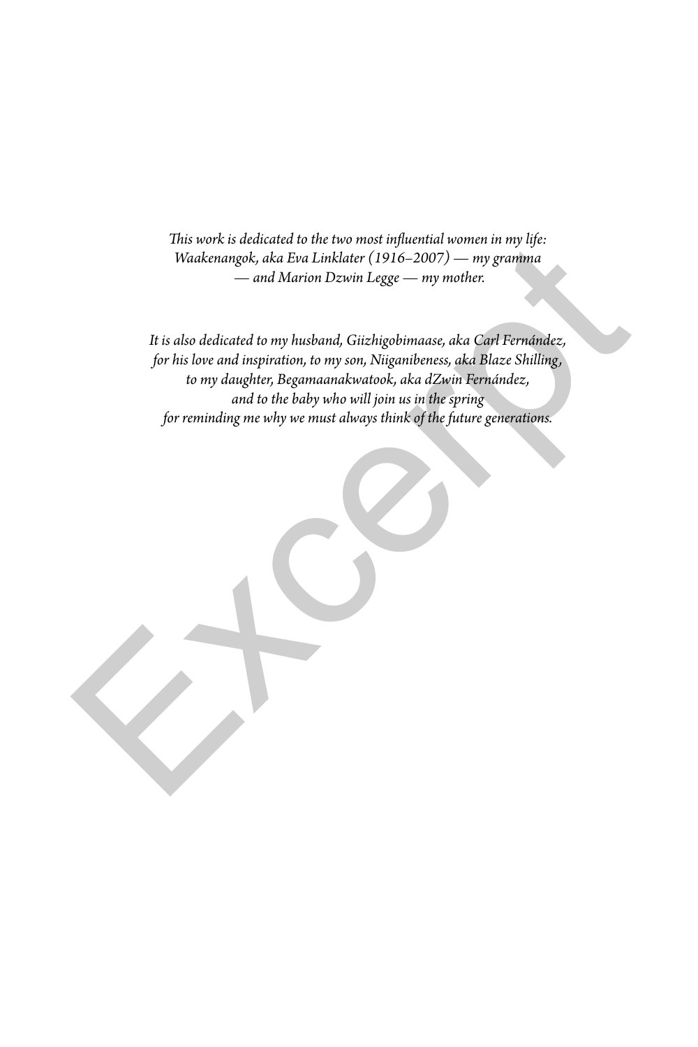*This work is dedicated to the two most influential women in my life: Waakenangok, aka Eva Linklater (1916–2007) — my gramma — and Marion Dzwin Legge — my mother.*

*It is also dedicated to my husband, Giizhigobimaase, aka Carl Fernández, for his love and inspiration, to my son, Niiganibeness, aka Blaze Shilling, to my daughter, Begamaanakwatook, aka dZwin Fernández, and to the baby who will join us in the spring for reminding me why we must always think of the future generations.*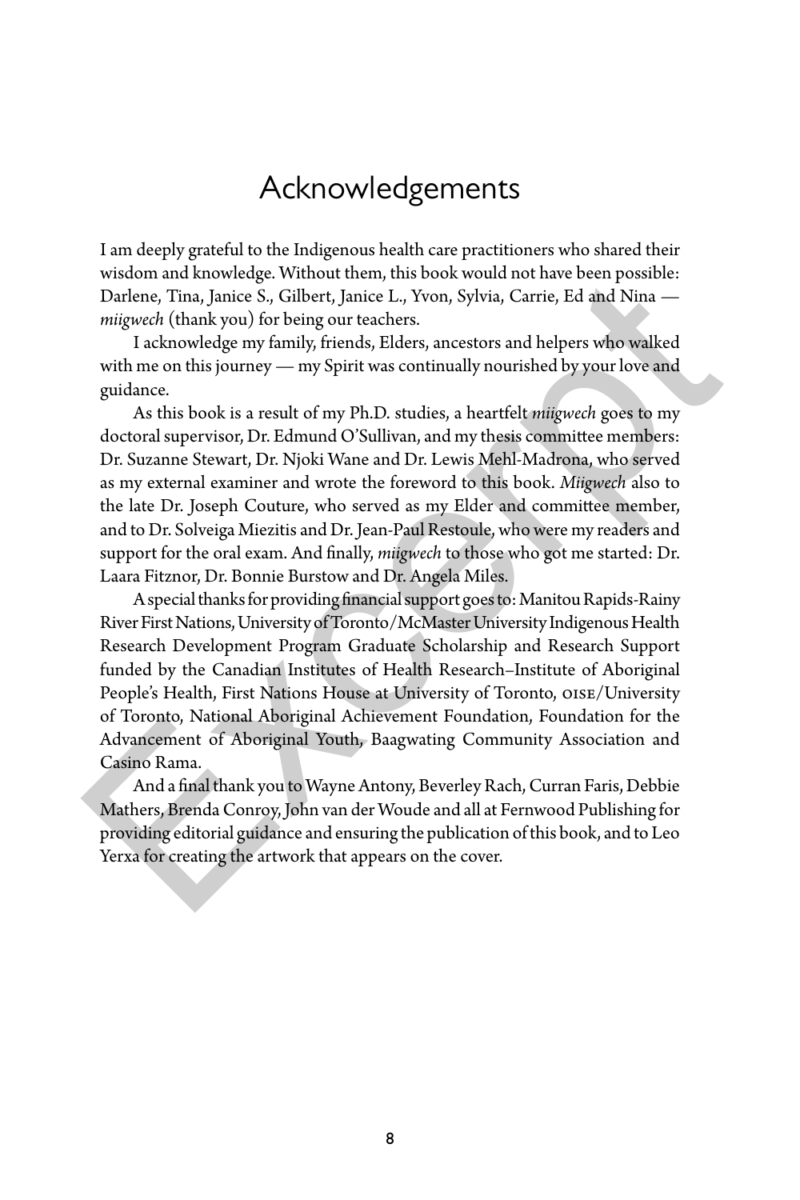# Acknowledgements

I am deeply grateful to the Indigenous health care practitioners who shared their wisdom and knowledge. Without them, this book would not have been possible: Darlene, Tina, Janice S., Gilbert, Janice L., Yvon, Sylvia, Carrie, Ed and Nina — *miigwech* (thank you) for being our teachers.

I acknowledge my family, friends, Elders, ancestors and helpers who walked with me on this journey — my Spirit was continually nourished by your love and guidance.

As this book is a result of my Ph.D. studies, a heartfelt *miigwech* goes to my doctoral supervisor, Dr. Edmund O'Sullivan, and my thesis committee members: Dr. Suzanne Stewart, Dr. Njoki Wane and Dr. Lewis Mehl-Madrona, who served as my external examiner and wrote the foreword to this book. *Miigwech* also to the late Dr. Joseph Couture, who served as my Elder and committee member, and to Dr. Solveiga Miezitis and Dr. Jean-Paul Restoule, who were my readers and support for the oral exam. And finally, *miigwech* to those who got me started: Dr. Laara Fitznor, Dr. Bonnie Burstow and Dr. Angela Miles.

A special thanks for providing financial support goes to: Manitou Rapids-Rainy River First Nations, University of Toronto/McMaster University Indigenous Health Research Development Program Graduate Scholarship and Research Support funded by the Canadian Institutes of Health Research–Institute of Aboriginal People's Health, First Nations House at University of Toronto, OISE/University of Toronto, National Aboriginal Achievement Foundation, Foundation for the Advancement of Aboriginal Youth, Baagwating Community Association and Casino Rama.

And a final thank you to Wayne Antony, Beverley Rach, Curran Faris, Debbie Mathers, Brenda Conroy, John van der Woude and all at Fernwood Publishing for providing editorial guidance and ensuring the publication of this book, and to Leo Yerxa for creating the artwork that appears on the cover.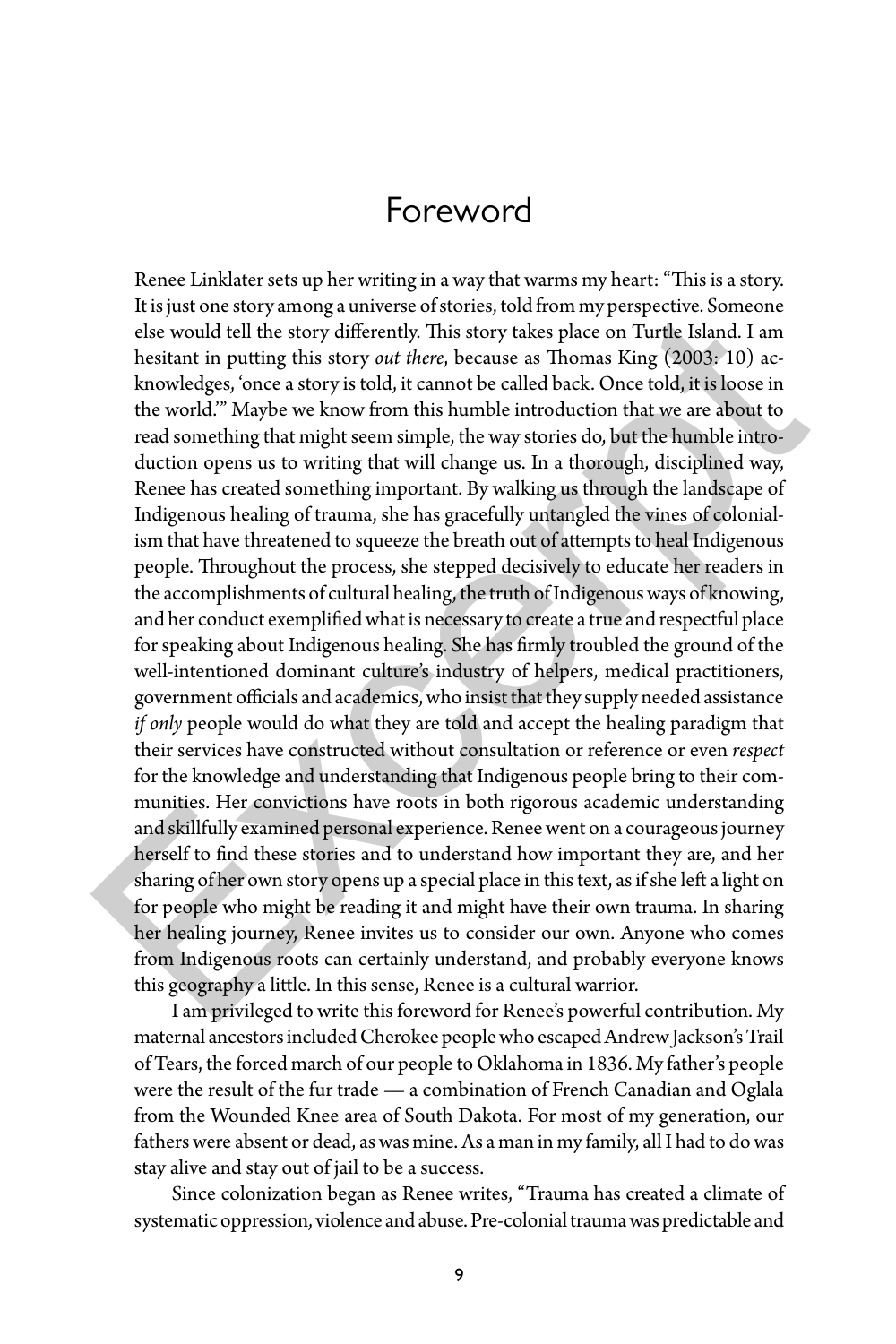# Foreword

Renee Linklater sets up her writing in a way that warms my heart: "This is a story. It is just one story among a universe of stories, told from my perspective. Someone else would tell the story differently. This story takes place on Turtle Island. I am hesitant in putting this story *out there*, because as Thomas King (2003: 10) acknowledges, 'once a story is told, it cannot be called back. Once told, it is loose in the world.'" Maybe we know from this humble introduction that we are about to read something that might seem simple, the way stories do, but the humble introduction opens us to writing that will change us. In a thorough, disciplined way, Renee has created something important. By walking us through the landscape of Indigenous healing of trauma, she has gracefully untangled the vines of colonialism that have threatened to squeeze the breath out of attempts to heal Indigenous people. Throughout the process, she stepped decisively to educate her readers in the accomplishments of cultural healing, the truth of Indigenous ways of knowing, and her conduct exemplified what is necessary to create a true and respectful place for speaking about Indigenous healing. She has firmly troubled the ground of the well-intentioned dominant culture's industry of helpers, medical practitioners, government officials and academics, who insist that they supply needed assistance *if only* people would do what they are told and accept the healing paradigm that their services have constructed without consultation or reference or even *respect* for the knowledge and understanding that Indigenous people bring to their communities. Her convictions have roots in both rigorous academic understanding and skillfully examined personal experience. Renee went on a courageous journey herself to find these stories and to understand how important they are, and her sharing of her own story opens up a special place in this text, as if she left a light on for people who might be reading it and might have their own trauma. In sharing her healing journey, Renee invites us to consider our own. Anyone who comes from Indigenous roots can certainly understand, and probably everyone knows this geography a little. In this sense, Renee is a cultural warrior.

I am privileged to write this foreword for Renee's powerful contribution. My maternal ancestors included Cherokee people who escaped Andrew Jackson's Trail of Tears, the forced march of our people to Oklahoma in 1836. My father's people were the result of the fur trade — a combination of French Canadian and Oglala from the Wounded Knee area of South Dakota. For most of my generation, our fathers were absent or dead, as was mine. As a man in my family, all I had to do was stay alive and stay out of jail to be a success.

Since colonization began as Renee writes, "Trauma has created a climate of systematic oppression, violence and abuse. Pre-colonial trauma was predictable and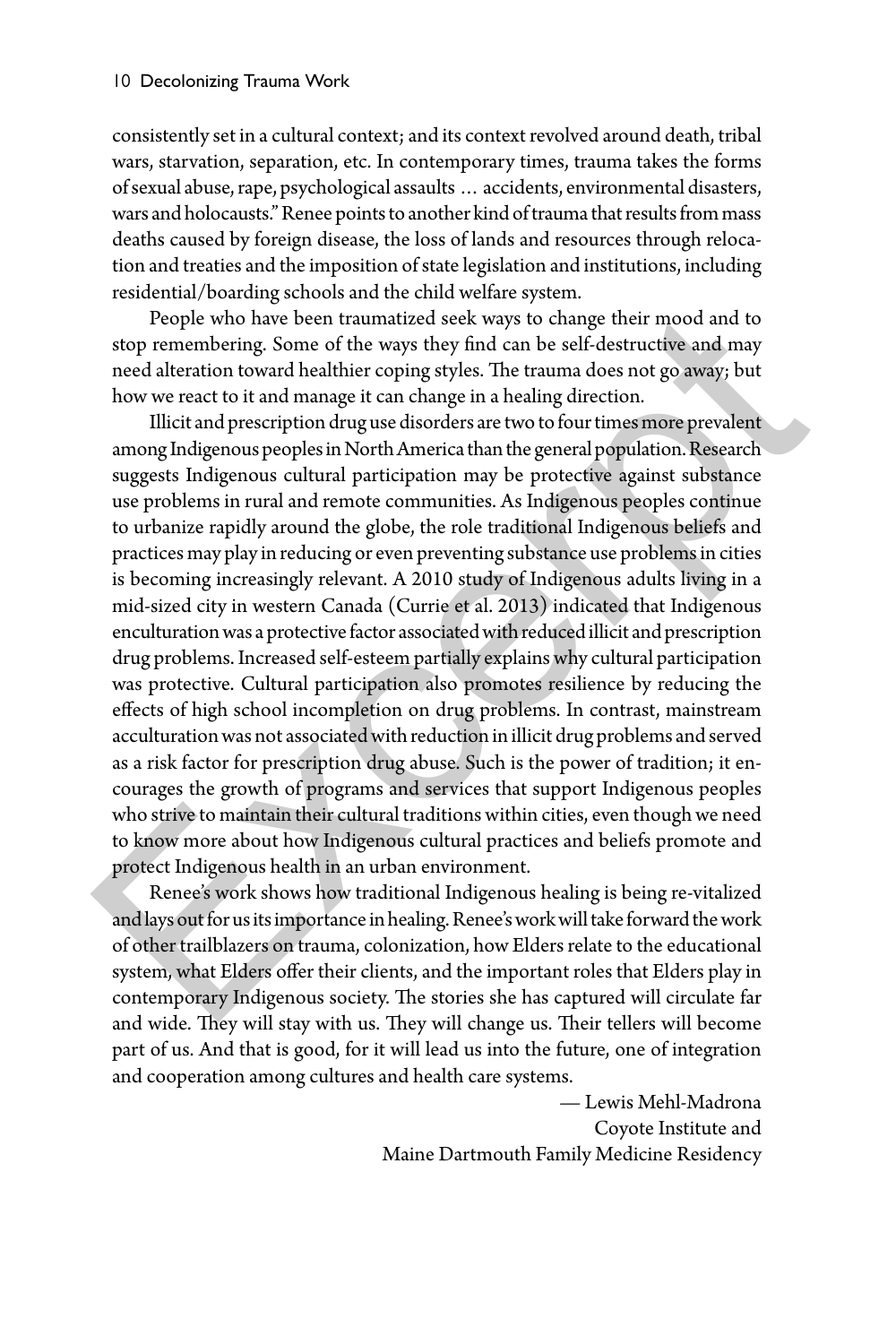consistently set in a cultural context; and its context revolved around death, tribal wars, starvation, separation, etc. In contemporary times, trauma takes the forms of sexual abuse, rape, psychological assaults … accidents, environmental disasters, wars and holocausts." Renee points to another kind of trauma that results from mass deaths caused by foreign disease, the loss of lands and resources through relocation and treaties and the imposition of state legislation and institutions, including residential/boarding schools and the child welfare system.

People who have been traumatized seek ways to change their mood and to stop remembering. Some of the ways they find can be self-destructive and may need alteration toward healthier coping styles. The trauma does not go away; but how we react to it and manage it can change in a healing direction.

Illicit and prescription drug use disorders are two to four times more prevalent among Indigenous peoples in North America than the general population. Research suggests Indigenous cultural participation may be protective against substance use problems in rural and remote communities. As Indigenous peoples continue to urbanize rapidly around the globe, the role traditional Indigenous beliefs and practices may play in reducing or even preventing substance use problems in cities is becoming increasingly relevant. A 2010 study of Indigenous adults living in a mid-sized city in western Canada (Currie et al. 2013) indicated that Indigenous enculturation was a protective factor associated with reduced illicit and prescription drug problems. Increased self-esteem partially explains why cultural participation was protective. Cultural participation also promotes resilience by reducing the effects of high school incompletion on drug problems. In contrast, mainstream acculturation was not associated with reduction in illicit drug problems and served as a risk factor for prescription drug abuse. Such is the power of tradition; it encourages the growth of programs and services that support Indigenous peoples who strive to maintain their cultural traditions within cities, even though we need to know more about how Indigenous cultural practices and beliefs promote and protect Indigenous health in an urban environment.

Renee's work shows how traditional Indigenous healing is being re-vitalized and lays out for us its importance in healing. Renee's work will take forward the work of other trailblazers on trauma, colonization, how Elders relate to the educational system, what Elders offer their clients, and the important roles that Elders play in contemporary Indigenous society. The stories she has captured will circulate far and wide. They will stay with us. They will change us. Their tellers will become part of us. And that is good, for it will lead us into the future, one of integration and cooperation among cultures and health care systems.

— Lewis Mehl-Madrona
Coyote Institute and
Maine Dartmouth Family Medicine Residency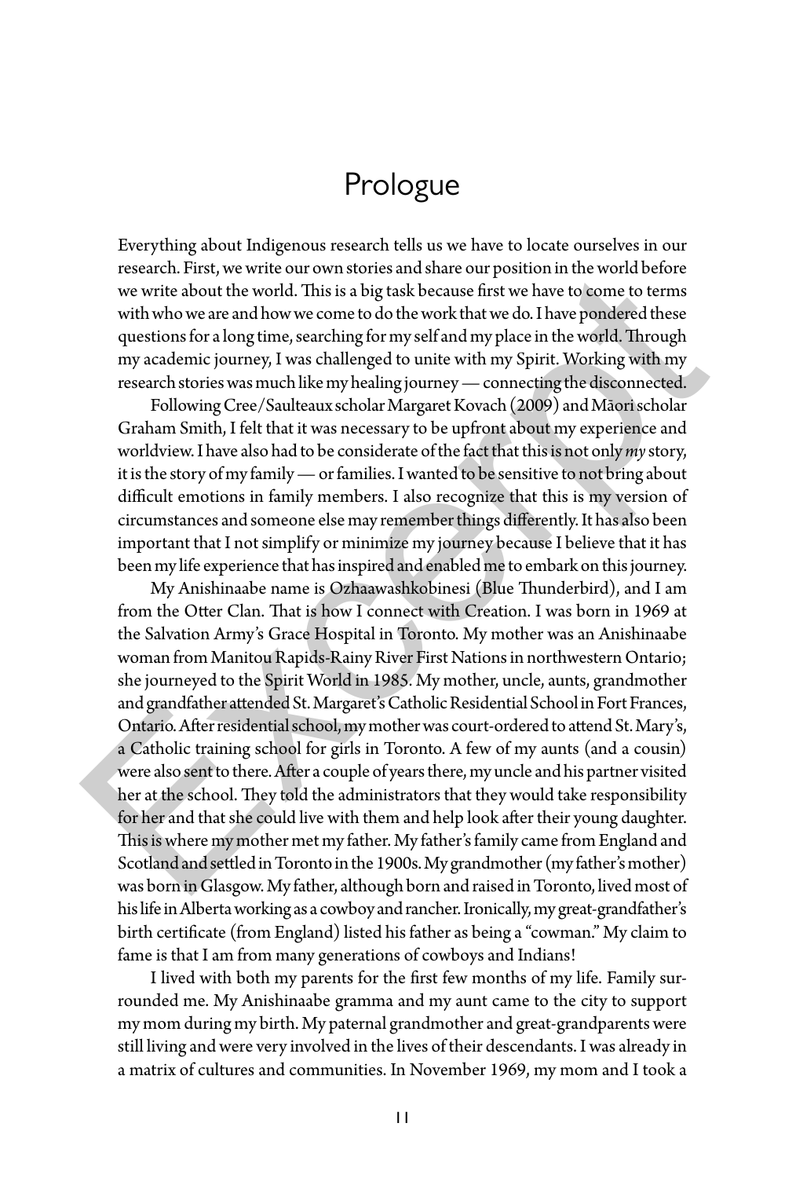# Prologue

Everything about Indigenous research tells us we have to locate ourselves in our research. First, we write our own stories and share our position in the world before we write about the world. This is a big task because first we have to come to terms with who we are and how we come to do the work that we do. I have pondered these questions for a long time, searching for my self and my place in the world. Through my academic journey, I was challenged to unite with my Spirit. Working with my research stories was much like my healing journey — connecting the disconnected.

Following Cree/Saulteaux scholar Margaret Kovach (2009) and Māori scholar Graham Smith, I felt that it was necessary to be upfront about my experience and worldview. I have also had to be considerate of the fact that this is not only *my* story, it is the story of my family — or families. I wanted to be sensitive to not bring about difficult emotions in family members. I also recognize that this is my version of circumstances and someone else may remember things differently. It has also been important that I not simplify or minimize my journey because I believe that it has been my life experience that has inspired and enabled me to embark on this journey.

My Anishinaabe name is Ozhaawashkobinesi (Blue Thunderbird), and I am from the Otter Clan. That is how I connect with Creation. I was born in 1969 at the Salvation Army's Grace Hospital in Toronto. My mother was an Anishinaabe woman from Manitou Rapids-Rainy River First Nations in northwestern Ontario; she journeyed to the Spirit World in 1985. My mother, uncle, aunts, grandmother and grandfather attended St. Margaret's Catholic Residential School in Fort Frances, Ontario. After residential school, my mother was court-ordered to attend St. Mary's, a Catholic training school for girls in Toronto. A few of my aunts (and a cousin) were also sent to there. After a couple of years there, my uncle and his partner visited her at the school. They told the administrators that they would take responsibility for her and that she could live with them and help look after their young daughter. This is where my mother met my father. My father's family came from England and Scotland and settled in Toronto in the 1900s. My grandmother (my father's mother) was born in Glasgow. My father, although born and raised in Toronto, lived most of his life in Alberta working as a cowboy and rancher. Ironically, my great-grandfather's birth certificate (from England) listed his father as being a "cowman." My claim to fame is that I am from many generations of cowboys and Indians!

I lived with both my parents for the first few months of my life. Family surrounded me. My Anishinaabe gramma and my aunt came to the city to support my mom during my birth. My paternal grandmother and great-grandparents were still living and were very involved in the lives of their descendants. I was already in a matrix of cultures and communities. In November 1969, my mom and I took a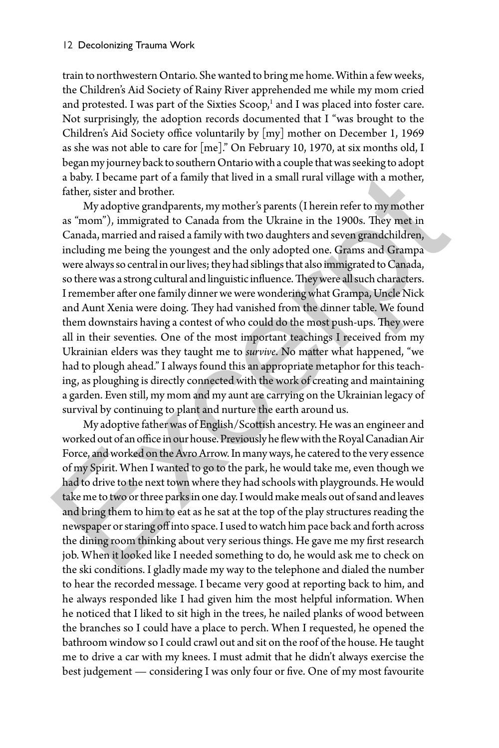train to northwestern Ontario. She wanted to bring me home. Within a few weeks, the Children's Aid Society of Rainy River apprehended me while my mom cried and protested. I was part of the Sixties Scoop,[1] and I was placed into foster care. Not surprisingly, the adoption records documented that I "was brought to the Children's Aid Society office voluntarily by [my] mother on December 1, 1969 as she was not able to care for [me]." On February 10, 1970, at six months old, I began my journey back to southern Ontario with a couple that was seeking to adopt a baby. I became part of a family that lived in a small rural village with a mother, father, sister and brother.

My adoptive grandparents, my mother's parents (I herein refer to my mother as "mom"), immigrated to Canada from the Ukraine in the 1900s. They met in Canada, married and raised a family with two daughters and seven grandchildren, including me being the youngest and the only adopted one. Grams and Grampa were always so central in our lives; they had siblings that also immigrated to Canada, so there was a strong cultural and linguistic influence. They were all such characters. I remember after one family dinner we were wondering what Grampa, Uncle Nick and Aunt Xenia were doing. They had vanished from the dinner table. We found them downstairs having a contest of who could do the most push-ups. They were all in their seventies. One of the most important teachings I received from my Ukrainian elders was they taught me to *survive*. No matter what happened, "we had to plough ahead." I always found this an appropriate metaphor for this teaching, as ploughing is directly connected with the work of creating and maintaining a garden. Even still, my mom and my aunt are carrying on the Ukrainian legacy of survival by continuing to plant and nurture the earth around us.

My adoptive father was of English/Scottish ancestry. He was an engineer and worked out of an office in our house. Previously he flew with the Royal Canadian Air Force, and worked on the Avro Arrow. In many ways, he catered to the very essence of my Spirit. When I wanted to go to the park, he would take me, even though we had to drive to the next town where they had schools with playgrounds. He would take me to two or three parks in one day. I would make meals out of sand and leaves and bring them to him to eat as he sat at the top of the play structures reading the newspaper or staring off into space. I used to watch him pace back and forth across the dining room thinking about very serious things. He gave me my first research job. When it looked like I needed something to do, he would ask me to check on the ski conditions. I gladly made my way to the telephone and dialed the number to hear the recorded message. I became very good at reporting back to him, and he always responded like I had given him the most helpful information. When he noticed that I liked to sit high in the trees, he nailed planks of wood between the branches so I could have a place to perch. When I requested, he opened the bathroom window so I could crawl out and sit on the roof of the house. He taught me to drive a car with my knees. I must admit that he didn't always exercise the best judgement — considering I was only four or five. One of my most favourite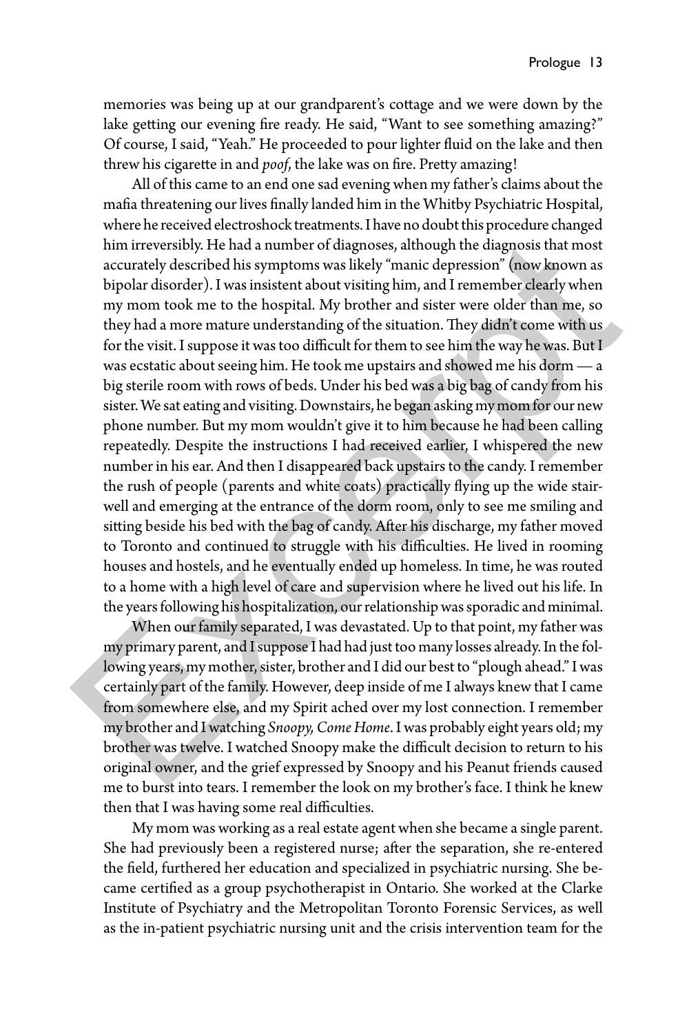memories was being up at our grandparent's cottage and we were down by the lake getting our evening fire ready. He said, "Want to see something amazing?" Of course, I said, "Yeah." He proceeded to pour lighter fluid on the lake and then threw his cigarette in and *poof*, the lake was on fire. Pretty amazing!

All of this came to an end one sad evening when my father's claims about the mafia threatening our lives finally landed him in the Whitby Psychiatric Hospital, where he received electroshock treatments. I have no doubt this procedure changed him irreversibly. He had a number of diagnoses, although the diagnosis that most accurately described his symptoms was likely "manic depression" (now known as bipolar disorder). I was insistent about visiting him, and I remember clearly when my mom took me to the hospital. My brother and sister were older than me, so they had a more mature understanding of the situation. They didn't come with us for the visit. I suppose it was too difficult for them to see him the way he was. But I was ecstatic about seeing him. He took me upstairs and showed me his dorm — a big sterile room with rows of beds. Under his bed was a big bag of candy from his sister. We sat eating and visiting. Downstairs, he began asking my mom for our new phone number. But my mom wouldn't give it to him because he had been calling repeatedly. Despite the instructions I had received earlier, I whispered the new number in his ear. And then I disappeared back upstairs to the candy. I remember the rush of people (parents and white coats) practically flying up the wide stairwell and emerging at the entrance of the dorm room, only to see me smiling and sitting beside his bed with the bag of candy. After his discharge, my father moved to Toronto and continued to struggle with his difficulties. He lived in rooming houses and hostels, and he eventually ended up homeless. In time, he was routed to a home with a high level of care and supervision where he lived out his life. In the years following his hospitalization, our relationship was sporadic and minimal.

When our family separated, I was devastated. Up to that point, my father was my primary parent, and I suppose I had had just too many losses already. In the following years, my mother, sister, brother and I did our best to "plough ahead." I was certainly part of the family. However, deep inside of me I always knew that I came from somewhere else, and my Spirit ached over my lost connection. I remember my brother and I watching *Snoopy, Come Home*. I was probably eight years old; my brother was twelve. I watched Snoopy make the difficult decision to return to his original owner, and the grief expressed by Snoopy and his Peanut friends caused me to burst into tears. I remember the look on my brother's face. I think he knew then that I was having some real difficulties.

My mom was working as a real estate agent when she became a single parent. She had previously been a registered nurse; after the separation, she re-entered the field, furthered her education and specialized in psychiatric nursing. She became certified as a group psychotherapist in Ontario. She worked at the Clarke Institute of Psychiatry and the Metropolitan Toronto Forensic Services, as well as the in-patient psychiatric nursing unit and the crisis intervention team for the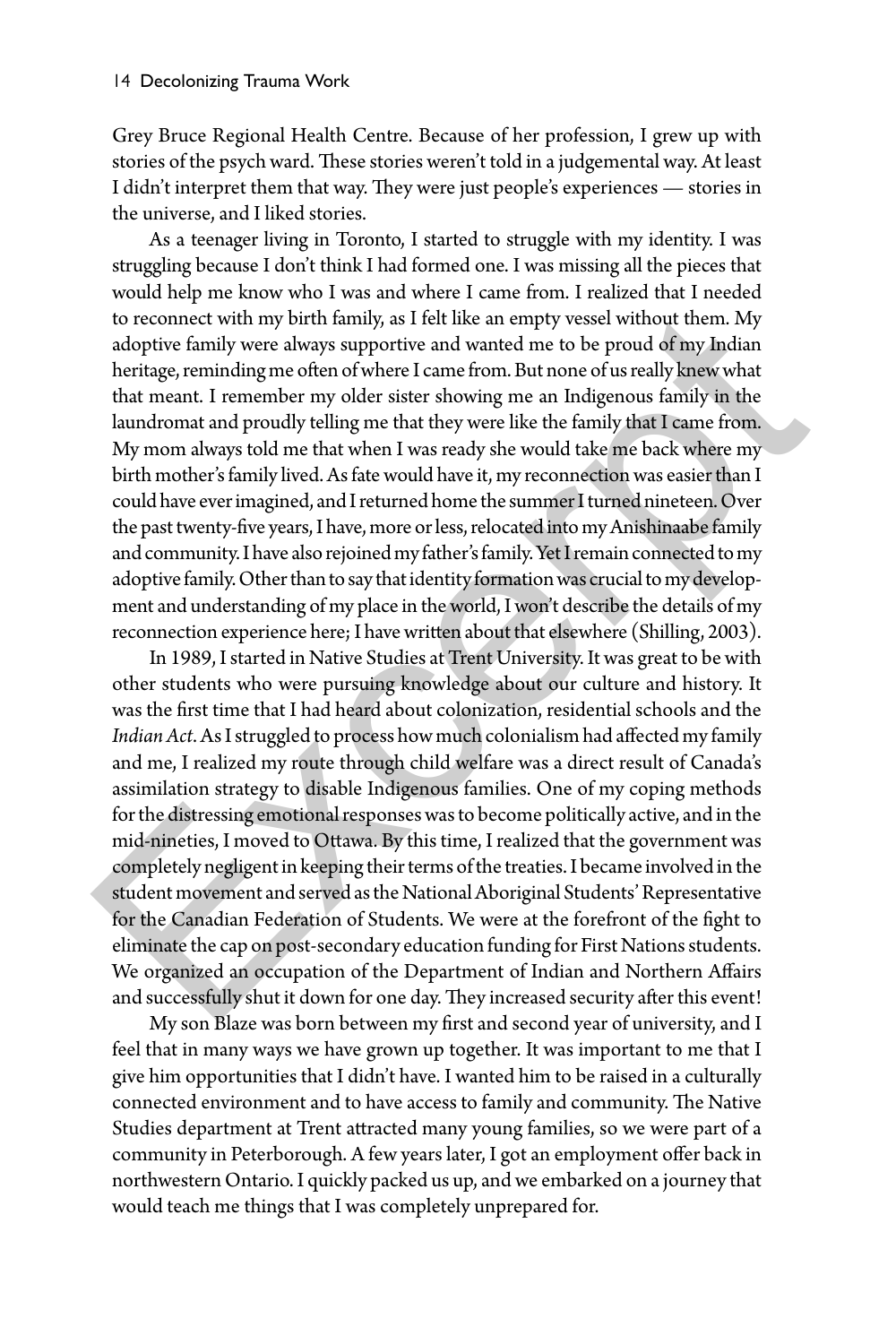Grey Bruce Regional Health Centre. Because of her profession, I grew up with stories of the psych ward. These stories weren't told in a judgemental way. At least I didn't interpret them that way. They were just people's experiences — stories in the universe, and I liked stories.

As a teenager living in Toronto, I started to struggle with my identity. I was struggling because I don't think I had formed one. I was missing all the pieces that would help me know who I was and where I came from. I realized that I needed to reconnect with my birth family, as I felt like an empty vessel without them. My adoptive family were always supportive and wanted me to be proud of my Indian heritage, reminding me often of where I came from. But none of us really knew what that meant. I remember my older sister showing me an Indigenous family in the laundromat and proudly telling me that they were like the family that I came from. My mom always told me that when I was ready she would take me back where my birth mother's family lived. As fate would have it, my reconnection was easier than I could have ever imagined, and I returned home the summer I turned nineteen. Over the past twenty-five years, I have, more or less, relocated into my Anishinaabe family and community. I have also rejoined my father's family. Yet I remain connected to my adoptive family. Other than to say that identity formation was crucial to my development and understanding of my place in the world, I won't describe the details of my reconnection experience here; I have written about that elsewhere (Shilling, 2003).

In 1989, I started in Native Studies at Trent University. It was great to be with other students who were pursuing knowledge about our culture and history. It was the first time that I had heard about colonization, residential schools and the *Indian Act*. As I struggled to process how much colonialism had affected my family and me, I realized my route through child welfare was a direct result of Canada's assimilation strategy to disable Indigenous families. One of my coping methods for the distressing emotional responses was to become politically active, and in the mid-nineties, I moved to Ottawa. By this time, I realized that the government was completely negligent in keeping their terms of the treaties. I became involved in the student movement and served as the National Aboriginal Students' Representative for the Canadian Federation of Students. We were at the forefront of the fight to eliminate the cap on post-secondary education funding for First Nations students. We organized an occupation of the Department of Indian and Northern Affairs and successfully shut it down for one day. They increased security after this event!

My son Blaze was born between my first and second year of university, and I feel that in many ways we have grown up together. It was important to me that I give him opportunities that I didn't have. I wanted him to be raised in a culturally connected environment and to have access to family and community. The Native Studies department at Trent attracted many young families, so we were part of a community in Peterborough. A few years later, I got an employment offer back in northwestern Ontario. I quickly packed us up, and we embarked on a journey that would teach me things that I was completely unprepared for.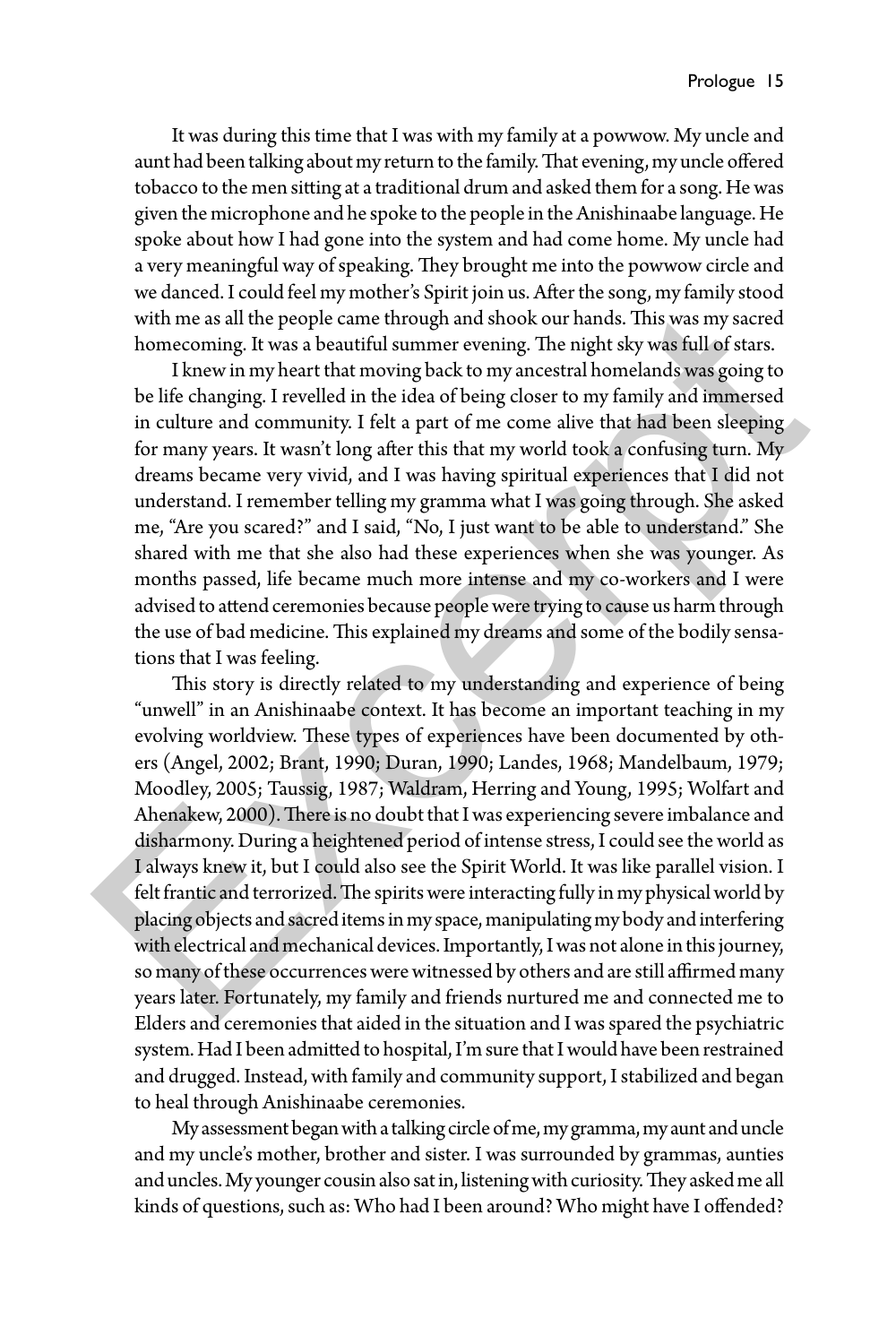It was during this time that I was with my family at a powwow. My uncle and aunt had been talking about my return to the family. That evening, my uncle offered tobacco to the men sitting at a traditional drum and asked them for a song. He was given the microphone and he spoke to the people in the Anishinaabe language. He spoke about how I had gone into the system and had come home. My uncle had a very meaningful way of speaking. They brought me into the powwow circle and we danced. I could feel my mother's Spirit join us. After the song, my family stood with me as all the people came through and shook our hands. This was my sacred homecoming. It was a beautiful summer evening. The night sky was full of stars.

I knew in my heart that moving back to my ancestral homelands was going to be life changing. I revelled in the idea of being closer to my family and immersed in culture and community. I felt a part of me come alive that had been sleeping for many years. It wasn't long after this that my world took a confusing turn. My dreams became very vivid, and I was having spiritual experiences that I did not understand. I remember telling my gramma what I was going through. She asked me, "Are you scared?" and I said, "No, I just want to be able to understand." She shared with me that she also had these experiences when she was younger. As months passed, life became much more intense and my co-workers and I were advised to attend ceremonies because people were trying to cause us harm through the use of bad medicine. This explained my dreams and some of the bodily sensations that I was feeling.

This story is directly related to my understanding and experience of being "unwell" in an Anishinaabe context. It has become an important teaching in my evolving worldview. These types of experiences have been documented by others (Angel, 2002; Brant, 1990; Duran, 1990; Landes, 1968; Mandelbaum, 1979; Moodley, 2005; Taussig, 1987; Waldram, Herring and Young, 1995; Wolfart and Ahenakew, 2000). There is no doubt that I was experiencing severe imbalance and disharmony. During a heightened period of intense stress, I could see the world as I always knew it, but I could also see the Spirit World. It was like parallel vision. I felt frantic and terrorized. The spirits were interacting fully in my physical world by placing objects and sacred items in my space, manipulating my body and interfering with electrical and mechanical devices. Importantly, I was not alone in this journey, so many of these occurrences were witnessed by others and are still affirmed many years later. Fortunately, my family and friends nurtured me and connected me to Elders and ceremonies that aided in the situation and I was spared the psychiatric system. Had I been admitted to hospital, I'm sure that I would have been restrained and drugged. Instead, with family and community support, I stabilized and began to heal through Anishinaabe ceremonies.

My assessment began with a talking circle of me, my gramma, my aunt and uncle and my uncle's mother, brother and sister. I was surrounded by grammas, aunties and uncles. My younger cousin also sat in, listening with curiosity. They asked me all kinds of questions, such as: Who had I been around? Who might have I offended?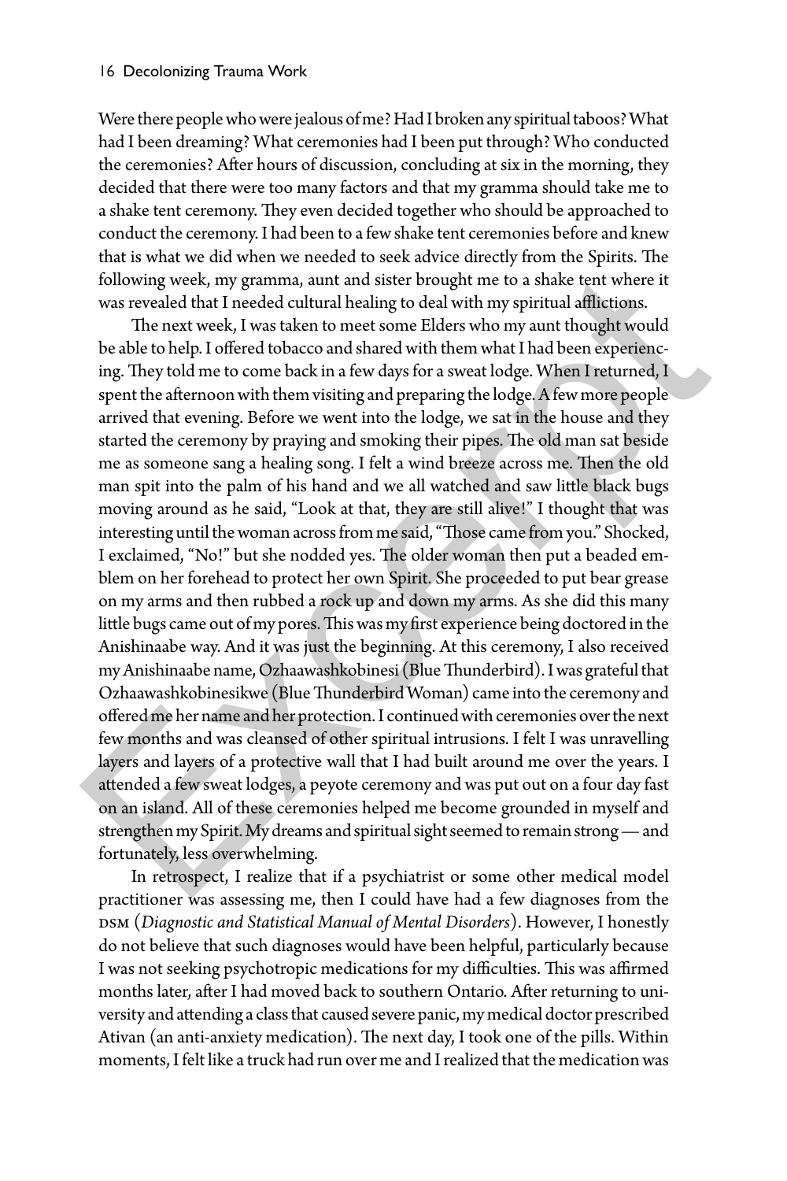Were there people who were jealous of me? Had I broken any spiritual taboos? What had I been dreaming? What ceremonies had I been put through? Who conducted the ceremonies? After hours of discussion, concluding at six in the morning, they decided that there were too many factors and that my gramma should take me to a shake tent ceremony. They even decided together who should be approached to conduct the ceremony. I had been to a few shake tent ceremonies before and knew that is what we did when we needed to seek advice directly from the Spirits. The following week, my gramma, aunt and sister brought me to a shake tent where it was revealed that I needed cultural healing to deal with my spiritual afflictions.

The next week, I was taken to meet some Elders who my aunt thought would be able to help. I offered tobacco and shared with them what I had been experiencing. They told me to come back in a few days for a sweat lodge. When I returned, I spent the afternoon with them visiting and preparing the lodge. A few more people arrived that evening. Before we went into the lodge, we sat in the house and they started the ceremony by praying and smoking their pipes. The old man sat beside me as someone sang a healing song. I felt a wind breeze across me. Then the old man spit into the palm of his hand and we all watched and saw little black bugs moving around as he said, "Look at that, they are still alive!" I thought that was interesting until the woman across from me said, "Those came from you." Shocked, I exclaimed, "No!" but she nodded yes. The older woman then put a beaded emblem on her forehead to protect her own Spirit. She proceeded to put bear grease on my arms and then rubbed a rock up and down my arms. As she did this many little bugs came out of my pores. This was my first experience being doctored in the Anishinaabe way. And it was just the beginning. At this ceremony, I also received my Anishinaabe name, Ozhaawashkobinesi (Blue Thunderbird). I was grateful that Ozhaawashkobinesikwe (Blue Thunderbird Woman) came into the ceremony and offered me her name and her protection. I continued with ceremonies over the next few months and was cleansed of other spiritual intrusions. I felt I was unravelling layers and layers of a protective wall that I had built around me over the years. I attended a few sweat lodges, a peyote ceremony and was put out on a four day fast on an island. All of these ceremonies helped me become grounded in myself and strengthen my Spirit. My dreams and spiritual sight seemed to remain strong — and fortunately, less overwhelming.

In retrospect, I realize that if a psychiatrist or some other medical model practitioner was assessing me, then I could have had a few diagnoses from the DSM (*Diagnostic and Statistical Manual of Mental Disorders*). However, I honestly do not believe that such diagnoses would have been helpful, particularly because I was not seeking psychotropic medications for my difficulties. This was affirmed months later, after I had moved back to southern Ontario. After returning to university and attending a class that caused severe panic, my medical doctor prescribed Ativan (an anti-anxiety medication). The next day, I took one of the pills. Within moments, I felt like a truck had run over me and I realized that the medication was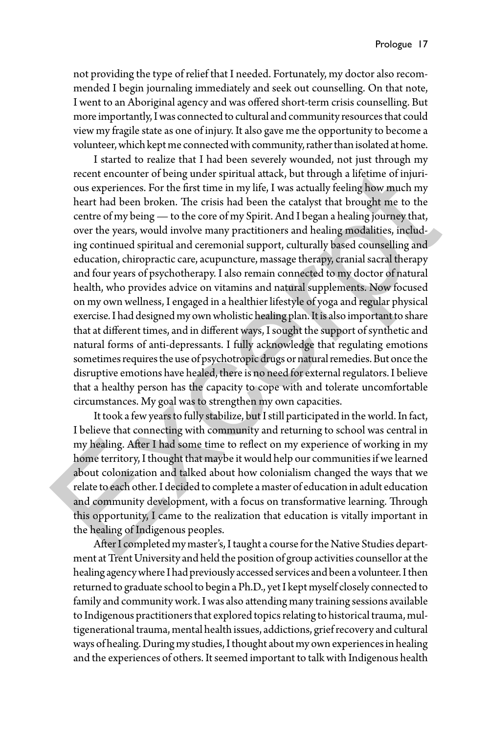not providing the type of relief that I needed. Fortunately, my doctor also recommended I begin journaling immediately and seek out counselling. On that note, I went to an Aboriginal agency and was offered short-term crisis counselling. But more importantly, I was connected to cultural and community resources that could view my fragile state as one of injury. It also gave me the opportunity to become a volunteer, which kept me connected with community, rather than isolated at home.

I started to realize that I had been severely wounded, not just through my recent encounter of being under spiritual attack, but through a lifetime of injurious experiences. For the first time in my life, I was actually feeling how much my heart had been broken. The crisis had been the catalyst that brought me to the centre of my being — to the core of my Spirit. And I began a healing journey that, over the years, would involve many practitioners and healing modalities, including continued spiritual and ceremonial support, culturally based counselling and education, chiropractic care, acupuncture, massage therapy, cranial sacral therapy and four years of psychotherapy. I also remain connected to my doctor of natural health, who provides advice on vitamins and natural supplements. Now focused on my own wellness, I engaged in a healthier lifestyle of yoga and regular physical exercise. I had designed my own wholistic healing plan. It is also important to share that at different times, and in different ways, I sought the support of synthetic and natural forms of anti-depressants. I fully acknowledge that regulating emotions sometimes requires the use of psychotropic drugs or natural remedies. But once the disruptive emotions have healed, there is no need for external regulators. I believe that a healthy person has the capacity to cope with and tolerate uncomfortable circumstances. My goal was to strengthen my own capacities.

It took a few years to fully stabilize, but I still participated in the world. In fact, I believe that connecting with community and returning to school was central in my healing. After I had some time to reflect on my experience of working in my home territory, I thought that maybe it would help our communities if we learned about colonization and talked about how colonialism changed the ways that we relate to each other. I decided to complete a master of education in adult education and community development, with a focus on transformative learning. Through this opportunity, I came to the realization that education is vitally important in the healing of Indigenous peoples.

After I completed my master's, I taught a course for the Native Studies department at Trent University and held the position of group activities counsellor at the healing agency where I had previously accessed services and been a volunteer. I then returned to graduate school to begin a Ph.D., yet I kept myself closely connected to family and community work. I was also attending many training sessions available to Indigenous practitioners that explored topics relating to historical trauma, multigenerational trauma, mental health issues, addictions, grief recovery and cultural ways of healing. During my studies, I thought about my own experiences in healing and the experiences of others. It seemed important to talk with Indigenous health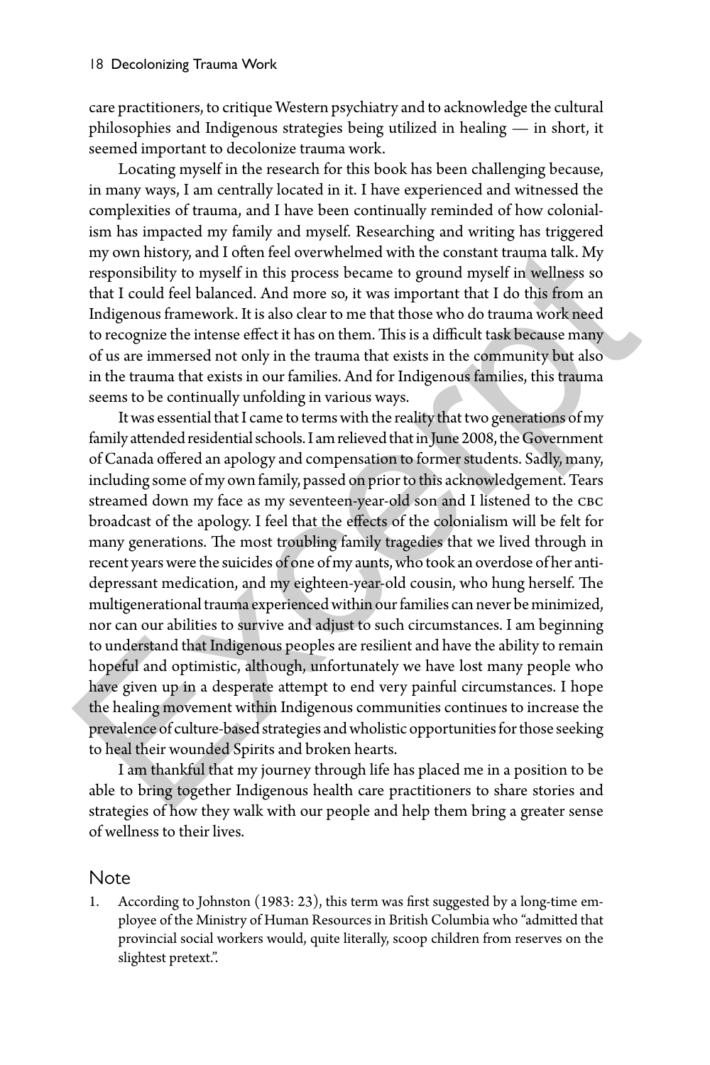care practitioners, to critique Western psychiatry and to acknowledge the cultural philosophies and Indigenous strategies being utilized in healing — in short, it seemed important to decolonize trauma work.

Locating myself in the research for this book has been challenging because, in many ways, I am centrally located in it. I have experienced and witnessed the complexities of trauma, and I have been continually reminded of how colonialism has impacted my family and myself. Researching and writing has triggered my own history, and I often feel overwhelmed with the constant trauma talk. My responsibility to myself in this process became to ground myself in wellness so that I could feel balanced. And more so, it was important that I do this from an Indigenous framework. It is also clear to me that those who do trauma work need to recognize the intense effect it has on them. This is a difficult task because many of us are immersed not only in the trauma that exists in the community but also in the trauma that exists in our families. And for Indigenous families, this trauma seems to be continually unfolding in various ways.

It was essential that I came to terms with the reality that two generations of my family attended residential schools. I am relieved that in June 2008, the Government of Canada offered an apology and compensation to former students. Sadly, many, including some of my own family, passed on prior to this acknowledgement. Tears streamed down my face as my seventeen-year-old son and I listened to the CBC broadcast of the apology. I feel that the effects of the colonialism will be felt for many generations. The most troubling family tragedies that we lived through in recent years were the suicides of one of my aunts, who took an overdose of her anti-depressant medication, and my eighteen-year-old cousin, who hung herself. The multigenerational trauma experienced within our families can never be minimized, nor can our abilities to survive and adjust to such circumstances. I am beginning to understand that Indigenous peoples are resilient and have the ability to remain hopeful and optimistic, although, unfortunately we have lost many people who have given up in a desperate attempt to end very painful circumstances. I hope the healing movement within Indigenous communities continues to increase the prevalence of culture-based strategies and wholistic opportunities for those seeking to heal their wounded Spirits and broken hearts.

I am thankful that my journey through life has placed me in a position to be able to bring together Indigenous health care practitioners to share stories and strategies of how they walk with our people and help them bring a greater sense of wellness to their lives.

## Note

1. According to Johnston (1983: 23), this term was first suggested by a long-time employee of the Ministry of Human Resources in British Columbia who "admitted that provincial social workers would, quite literally, scoop children from reserves on the slightest pretext.".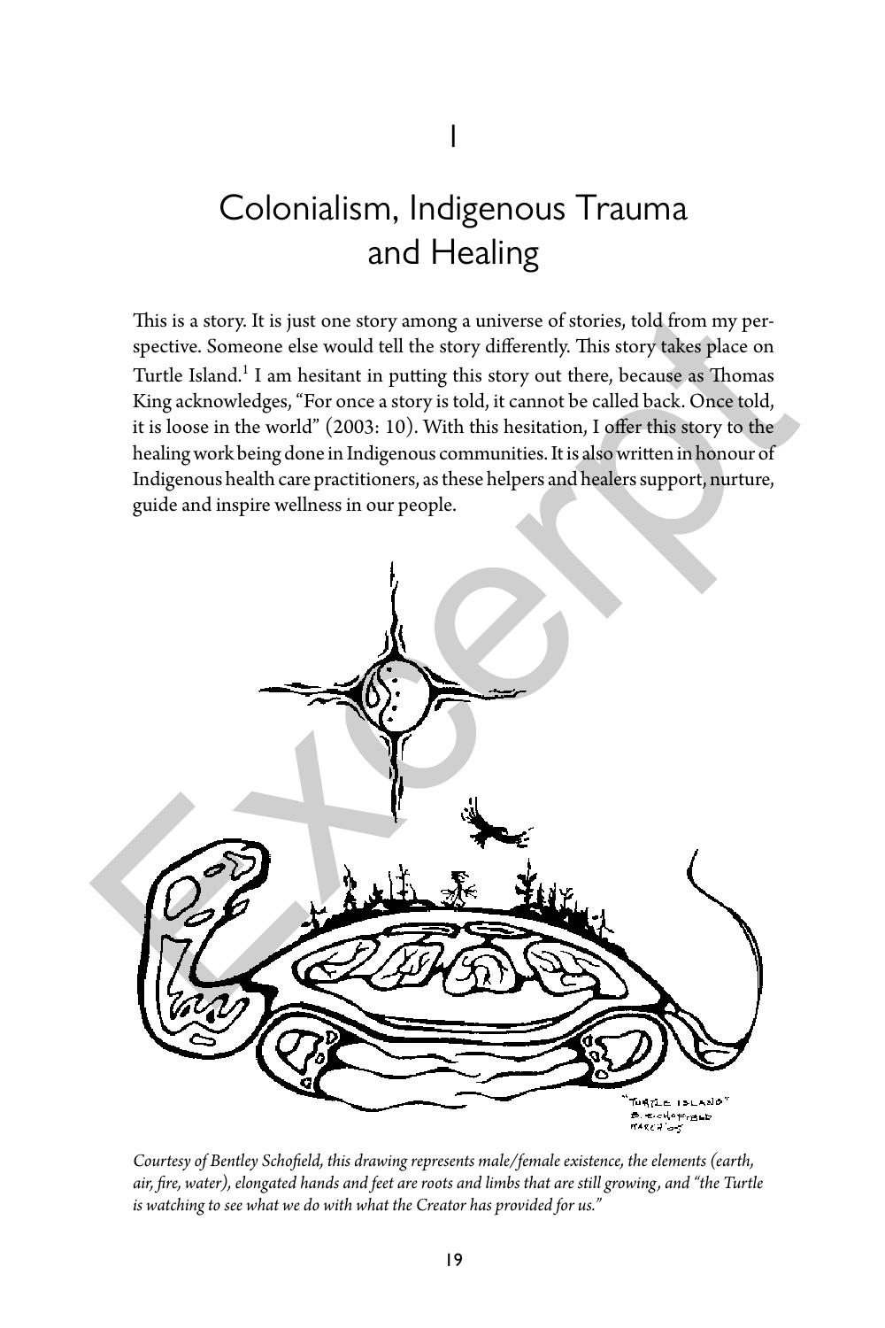# 1

# Colonialism, Indigenous Trauma and Healing

This is a story. It is just one story among a universe of stories, told from my perspective. Someone else would tell the story differently. This story takes place on Turtle Island.[1] I am hesitant in putting this story out there, because as Thomas King acknowledges, "For once a story is told, it cannot be called back. Once told, it is loose in the world" (2003: 10). With this hesitation, I offer this story to the healing work being done in Indigenous communities. It is also written in honour of Indigenous health care practitioners, as these helpers and healers support, nurture, guide and inspire wellness in our people.

*Courtesy of Bentley Schofield, this drawing represents male/female existence, the elements (earth, air, fire, water), elongated hands and feet are roots and limbs that are still growing, and "the Turtle is watching to see what we do with what the Creator has provided for us."*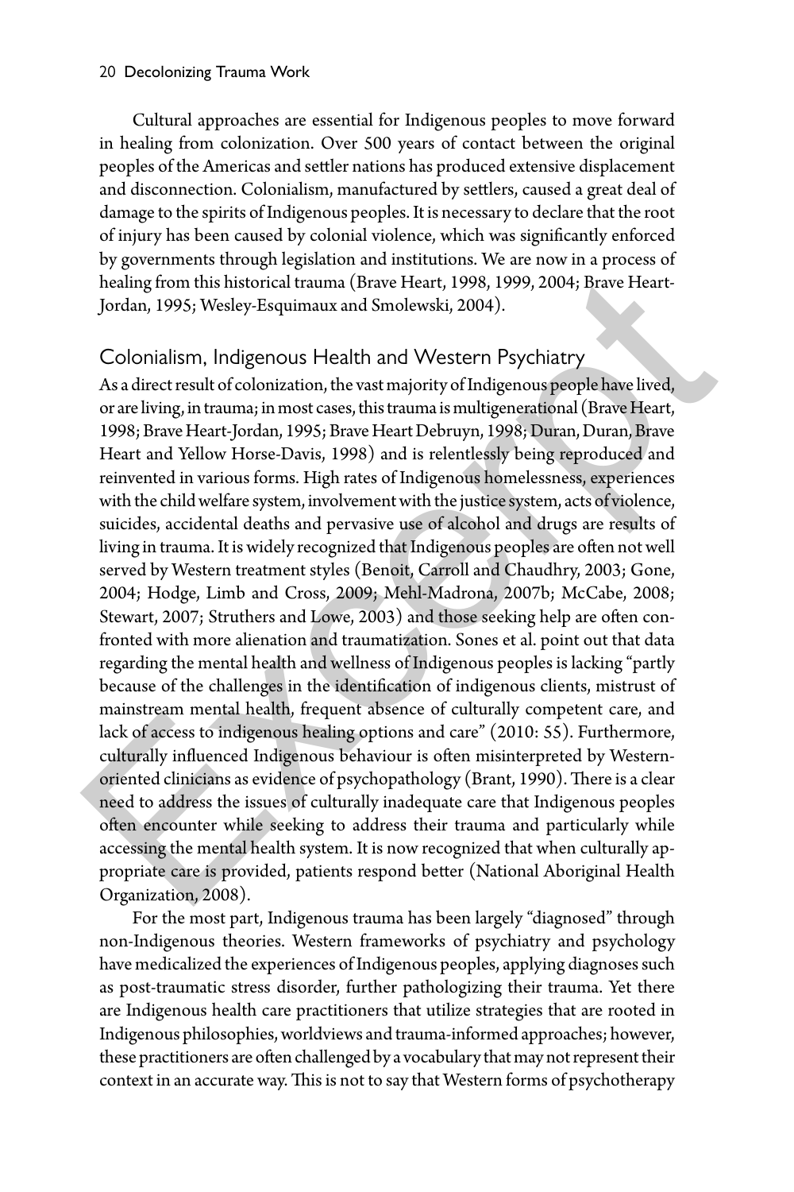Cultural approaches are essential for Indigenous peoples to move forward in healing from colonization. Over 500 years of contact between the original peoples of the Americas and settler nations has produced extensive displacement and disconnection. Colonialism, manufactured by settlers, caused a great deal of damage to the spirits of Indigenous peoples. It is necessary to declare that the root of injury has been caused by colonial violence, which was significantly enforced by governments through legislation and institutions. We are now in a process of healing from this historical trauma (Brave Heart, 1998, 1999, 2004; Brave Heart-Jordan, 1995; Wesley-Esquimaux and Smolewski, 2004).

## Colonialism, Indigenous Health and Western Psychiatry

As a direct result of colonization, the vast majority of Indigenous people have lived, or are living, in trauma; in most cases, this trauma is multigenerational (Brave Heart, 1998; Brave Heart-Jordan, 1995; Brave Heart Debruyn, 1998; Duran, Duran, Brave Heart and Yellow Horse-Davis, 1998) and is relentlessly being reproduced and reinvented in various forms. High rates of Indigenous homelessness, experiences with the child welfare system, involvement with the justice system, acts of violence, suicides, accidental deaths and pervasive use of alcohol and drugs are results of living in trauma. It is widely recognized that Indigenous peoples are often not well served by Western treatment styles (Benoit, Carroll and Chaudhry, 2003; Gone, 2004; Hodge, Limb and Cross, 2009; Mehl-Madrona, 2007b; McCabe, 2008; Stewart, 2007; Struthers and Lowe, 2003) and those seeking help are often confronted with more alienation and traumatization. Sones et al. point out that data regarding the mental health and wellness of Indigenous peoples is lacking "partly because of the challenges in the identification of indigenous clients, mistrust of mainstream mental health, frequent absence of culturally competent care, and lack of access to indigenous healing options and care" (2010: 55). Furthermore, culturally influenced Indigenous behaviour is often misinterpreted by Western-oriented clinicians as evidence of psychopathology (Brant, 1990). There is a clear need to address the issues of culturally inadequate care that Indigenous peoples often encounter while seeking to address their trauma and particularly while accessing the mental health system. It is now recognized that when culturally appropriate care is provided, patients respond better (National Aboriginal Health Organization, 2008).

For the most part, Indigenous trauma has been largely "diagnosed" through non-Indigenous theories. Western frameworks of psychiatry and psychology have medicalized the experiences of Indigenous peoples, applying diagnoses such as post-traumatic stress disorder, further pathologizing their trauma. Yet there are Indigenous health care practitioners that utilize strategies that are rooted in Indigenous philosophies, worldviews and trauma-informed approaches; however, these practitioners are often challenged by a vocabulary that may not represent their context in an accurate way. This is not to say that Western forms of psychotherapy